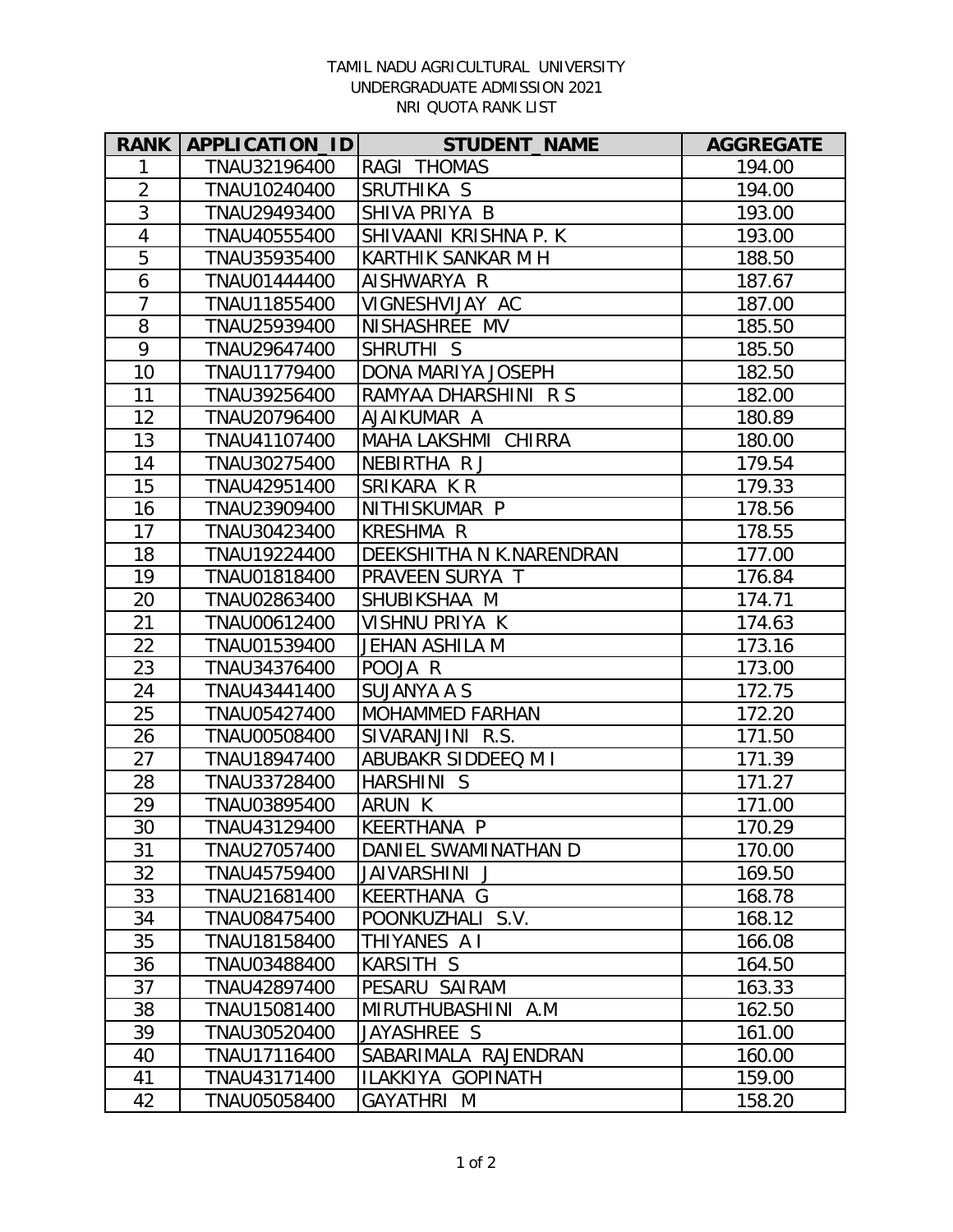TAMIL NADU AGRICULTURAL UNIVERSITY
UNDERGRADUATE ADMISSION 2021
NRI QUOTA RANK LIST

| RANK | APPLICATION_ID | STUDENT_NAME | AGGREGATE |
|---|---|---|---|
| 1 | TNAU32196400 | RAGI THOMAS | 194.00 |
| 2 | TNAU10240400 | SRUTHIKA S | 194.00 |
| 3 | TNAU29493400 | SHIVA PRIYA B | 193.00 |
| 4 | TNAU40555400 | SHIVAANI KRISHNA P. K | 193.00 |
| 5 | TNAU35935400 | KARTHIK SANKAR M H | 188.50 |
| 6 | TNAU01444400 | AISHWARYA R | 187.67 |
| 7 | TNAU11855400 | VIGNESHVIJAY AC | 187.00 |
| 8 | TNAU25939400 | NISHASHREE MV | 185.50 |
| 9 | TNAU29647400 | SHRUTHI S | 185.50 |
| 10 | TNAU11779400 | DONA MARIYA JOSEPH | 182.50 |
| 11 | TNAU39256400 | RAMYAA DHARSHINI R S | 182.00 |
| 12 | TNAU20796400 | AJAIKUMAR A | 180.89 |
| 13 | TNAU41107400 | MAHA LAKSHMI CHIRRA | 180.00 |
| 14 | TNAU30275400 | NEBIRTHA R J | 179.54 |
| 15 | TNAU42951400 | SRIKARA K R | 179.33 |
| 16 | TNAU23909400 | NITHISKUMAR P | 178.56 |
| 17 | TNAU30423400 | KRESHMA R | 178.55 |
| 18 | TNAU19224400 | DEEKSHITHA N K.NARENDRAN | 177.00 |
| 19 | TNAU01818400 | PRAVEEN SURYA T | 176.84 |
| 20 | TNAU02863400 | SHUBIKSHAA M | 174.71 |
| 21 | TNAU00612400 | VISHNU PRIYA K | 174.63 |
| 22 | TNAU01539400 | JEHAN ASHILA M | 173.16 |
| 23 | TNAU34376400 | POOJA R | 173.00 |
| 24 | TNAU43441400 | SUJANYA A S | 172.75 |
| 25 | TNAU05427400 | MOHAMMED FARHAN | 172.20 |
| 26 | TNAU00508400 | SIVARANJINI R.S. | 171.50 |
| 27 | TNAU18947400 | ABUBAKR SIDDEEQ M I | 171.39 |
| 28 | TNAU33728400 | HARSHINI S | 171.27 |
| 29 | TNAU03895400 | ARUN K | 171.00 |
| 30 | TNAU43129400 | KEERTHANA P | 170.29 |
| 31 | TNAU27057400 | DANIEL SWAMINATHAN D | 170.00 |
| 32 | TNAU45759400 | JAIVARSHINI J | 169.50 |
| 33 | TNAU21681400 | KEERTHANA G | 168.78 |
| 34 | TNAU08475400 | POONKUZHALI S.V. | 168.12 |
| 35 | TNAU18158400 | THIYANES A I | 166.08 |
| 36 | TNAU03488400 | KARSITH S | 164.50 |
| 37 | TNAU42897400 | PESARU SAIRAM | 163.33 |
| 38 | TNAU15081400 | MIRUTHUBASHINI A.M | 162.50 |
| 39 | TNAU30520400 | JAYASHREE S | 161.00 |
| 40 | TNAU17116400 | SABARIMALA RAJENDRAN | 160.00 |
| 41 | TNAU43171400 | ILAKKIYA GOPINATH | 159.00 |
| 42 | TNAU05058400 | GAYATHRI M | 158.20 |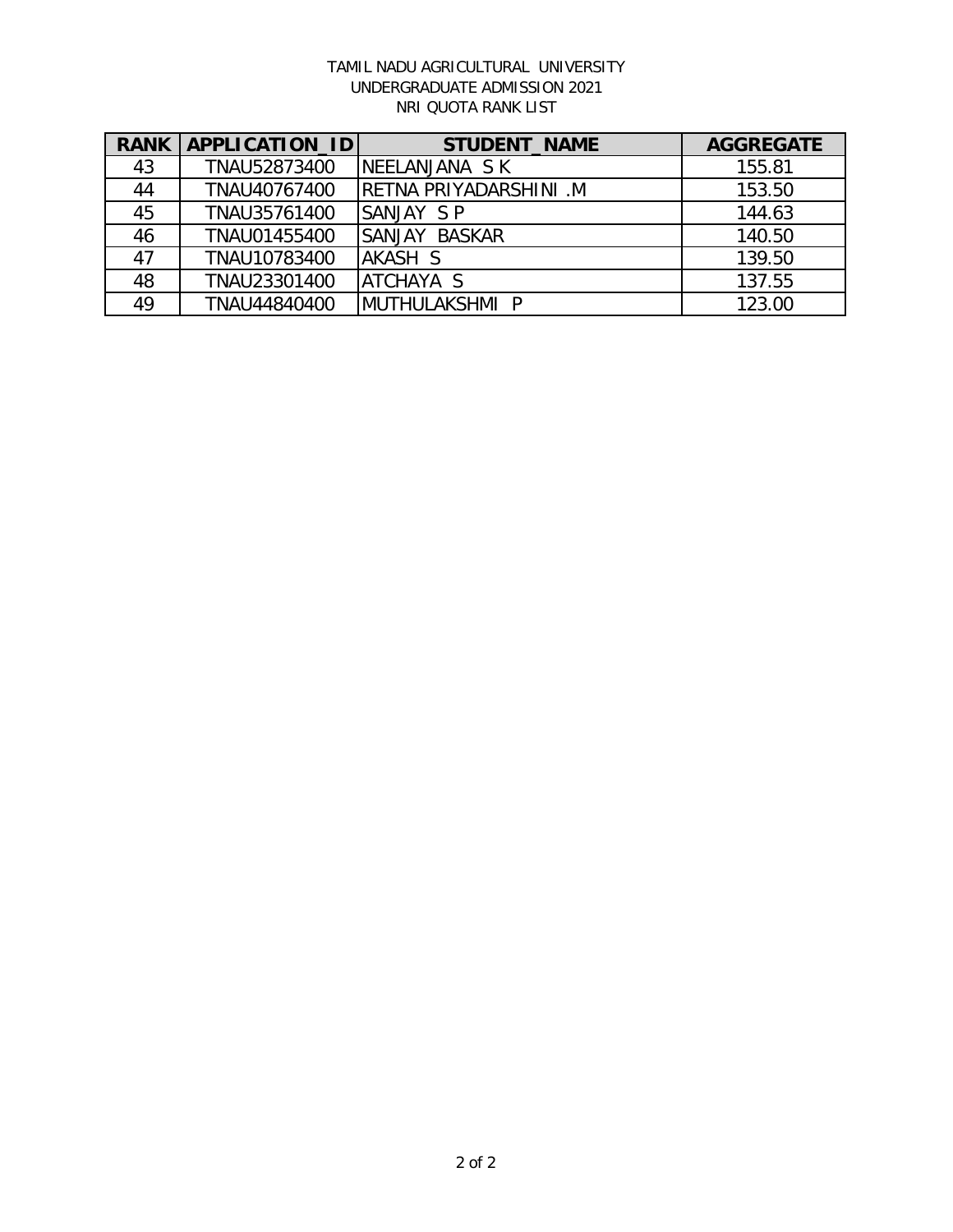TAMIL NADU AGRICULTURAL UNIVERSITY
UNDERGRADUATE ADMISSION 2021
NRI QUOTA RANK LIST

| RANK | APPLICATION_ID | STUDENT_NAME | AGGREGATE |
|---|---|---|---|
| 43 | TNAU52873400 | NEELANJANA S K | 155.81 |
| 44 | TNAU40767400 | RETNA PRIYADARSHINI .M | 153.50 |
| 45 | TNAU35761400 | SANJAY S P | 144.63 |
| 46 | TNAU01455400 | SANJAY BASKAR | 140.50 |
| 47 | TNAU10783400 | AKASH S | 139.50 |
| 48 | TNAU23301400 | ATCHAYA S | 137.55 |
| 49 | TNAU44840400 | MUTHULAKSHMI P | 123.00 |